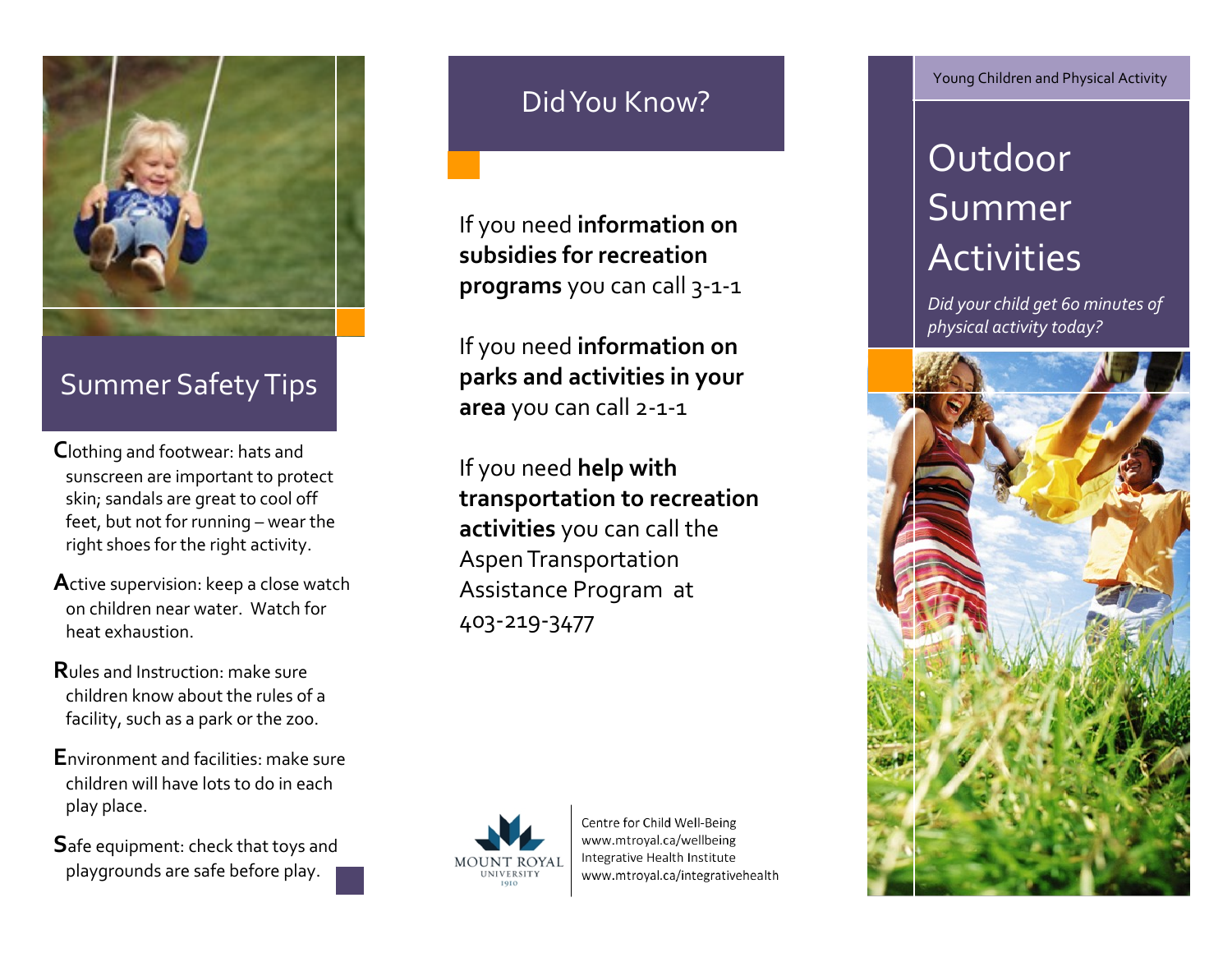## Summer Safety Tips

**C**lothing and footwear: hats and sunscreen are important to protect skin; sandals are great to cool off feet, but not for running – wear the right shoes for the right activity.

**A**ctive supervision: keep a close watch on children near water. Watch for heat exhaustion.

**R**ules and Instruction: make sure children know about the rules of a facility, such as a park or the zoo.

**E**nvironment and facilities: make sure children will have lots to do in each play place.

**S**afe equipment: check that toys and playgrounds are safe before play.

## Did You Know?

If you need **information on subsidies for recreation programs** you can call 3-1-1

If you need **information on parks and activities in your area** you can call 2-1-1

If you need **help with transportation to recreation activities** you can call the Aspen Transportation Assistance Program at 403-219-3477

MOUNT ROYAL UNIVERSITY 1910

Centre for Child Well-Being
www.mtroyal.ca/wellbeing
Integrative Health Institute
www.mtroyal.ca/integrativehealth

Young Children and Physical Activity

# Outdoor Summer Activities

*Did your child get 60 minutes of physical activity today?*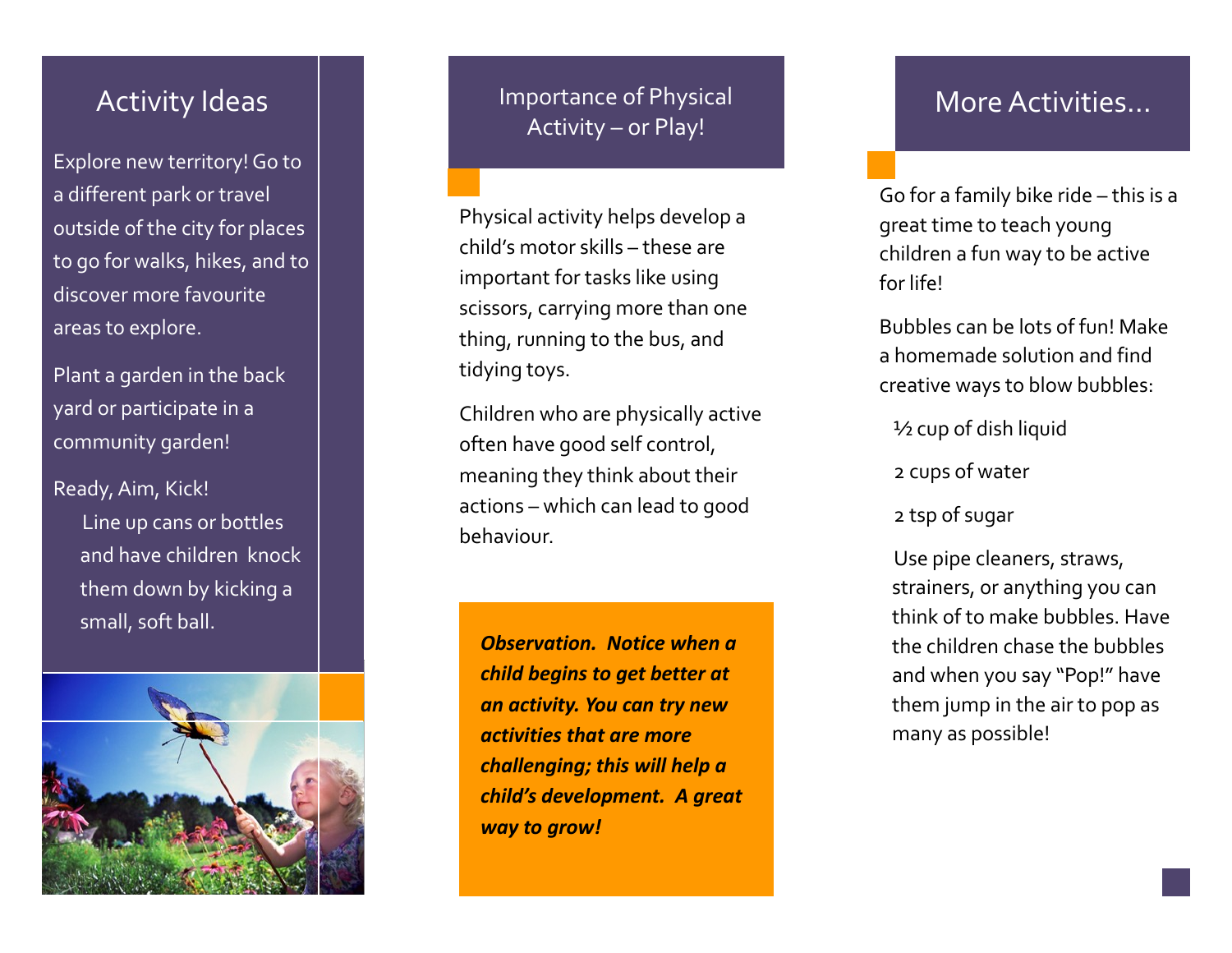## Activity Ideas

Explore new territory! Go to a different park or travel outside of the city for places to go for walks, hikes, and to discover more favourite areas to explore.

Plant a garden in the back yard or participate in a community garden!

Ready, Aim, Kick!

Line up cans or bottles and have children knock them down by kicking a small, soft ball.

## Importance of Physical Activity – or Play!

Physical activity helps develop a child's motor skills – these are important for tasks like using scissors, carrying more than one thing, running to the bus, and tidying toys.

Children who are physically active often have good self control, meaning they think about their actions – which can lead to good behaviour.

***Observation. Notice when a child begins to get better at an activity. You can try new activities that are more challenging; this will help a child's development. A great way to grow!***

## More Activities…

Go for a family bike ride – this is a great time to teach young children a fun way to be active for life!

Bubbles can be lots of fun! Make a homemade solution and find creative ways to blow bubbles:

½ cup of dish liquid

2 cups of water

2 tsp of sugar

Use pipe cleaners, straws, strainers, or anything you can think of to make bubbles. Have the children chase the bubbles and when you say "Pop!" have them jump in the air to pop as many as possible!